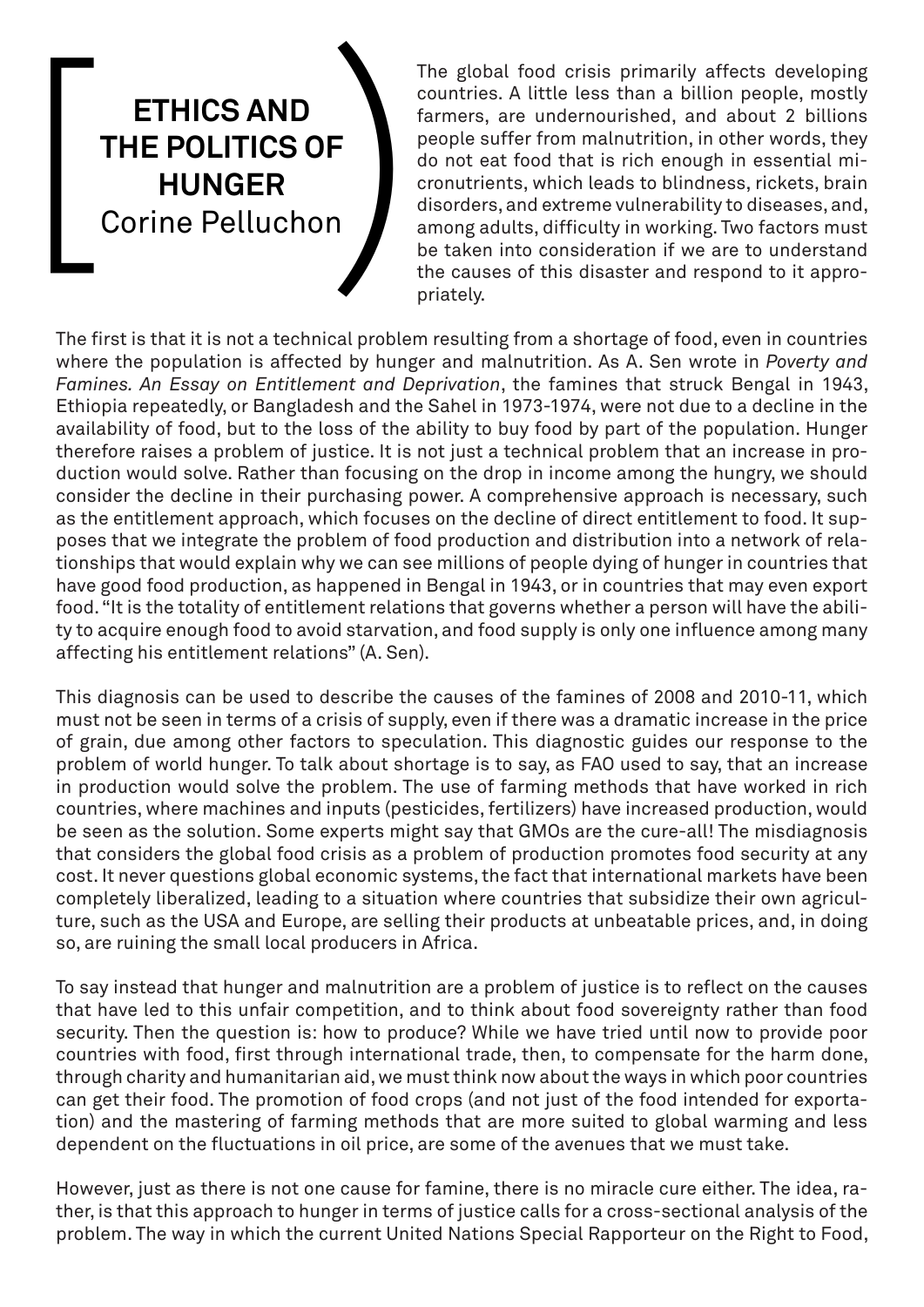# ETHICS AND THE POLITICS OF HUNGER

Corine Pelluchon

The global food crisis primarily affects developing countries. A little less than a billion people, mostly farmers, are undernourished, and about 2 billions people suffer from malnutrition, in other words, they do not eat food that is rich enough in essential micronutrients, which leads to blindness, rickets, brain disorders, and extreme vulnerability to diseases, and, among adults, difficulty in working. Two factors must be taken into consideration if we are to understand the causes of this disaster and respond to it appropriately.

The first is that it is not a technical problem resulting from a shortage of food, even in countries where the population is affected by hunger and malnutrition. As A. Sen wrote in *Poverty and Famines. An Essay on Entitlement and Deprivation*, the famines that struck Bengal in 1943, Ethiopia repeatedly, or Bangladesh and the Sahel in 1973-1974, were not due to a decline in the availability of food, but to the loss of the ability to buy food by part of the population. Hunger therefore raises a problem of justice. It is not just a technical problem that an increase in production would solve. Rather than focusing on the drop in income among the hungry, we should consider the decline in their purchasing power. A comprehensive approach is necessary, such as the entitlement approach, which focuses on the decline of direct entitlement to food. It supposes that we integrate the problem of food production and distribution into a network of relationships that would explain why we can see millions of people dying of hunger in countries that have good food production, as happened in Bengal in 1943, or in countries that may even export food. "It is the totality of entitlement relations that governs whether a person will have the ability to acquire enough food to avoid starvation, and food supply is only one influence among many affecting his entitlement relations" (A. Sen).

This diagnosis can be used to describe the causes of the famines of 2008 and 2010-11, which must not be seen in terms of a crisis of supply, even if there was a dramatic increase in the price of grain, due among other factors to speculation. This diagnostic guides our response to the problem of world hunger. To talk about shortage is to say, as FAO used to say, that an increase in production would solve the problem. The use of farming methods that have worked in rich countries, where machines and inputs (pesticides, fertilizers) have increased production, would be seen as the solution. Some experts might say that GMOs are the cure-all! The misdiagnosis that considers the global food crisis as a problem of production promotes food security at any cost. It never questions global economic systems, the fact that international markets have been completely liberalized, leading to a situation where countries that subsidize their own agriculture, such as the USA and Europe, are selling their products at unbeatable prices, and, in doing so, are ruining the small local producers in Africa.

To say instead that hunger and malnutrition are a problem of justice is to reflect on the causes that have led to this unfair competition, and to think about food sovereignty rather than food security. Then the question is: how to produce? While we have tried until now to provide poor countries with food, first through international trade, then, to compensate for the harm done, through charity and humanitarian aid, we must think now about the ways in which poor countries can get their food. The promotion of food crops (and not just of the food intended for exportation) and the mastering of farming methods that are more suited to global warming and less dependent on the fluctuations in oil price, are some of the avenues that we must take.

However, just as there is not one cause for famine, there is no miracle cure either. The idea, rather, is that this approach to hunger in terms of justice calls for a cross-sectional analysis of the problem. The way in which the current United Nations Special Rapporteur on the Right to Food,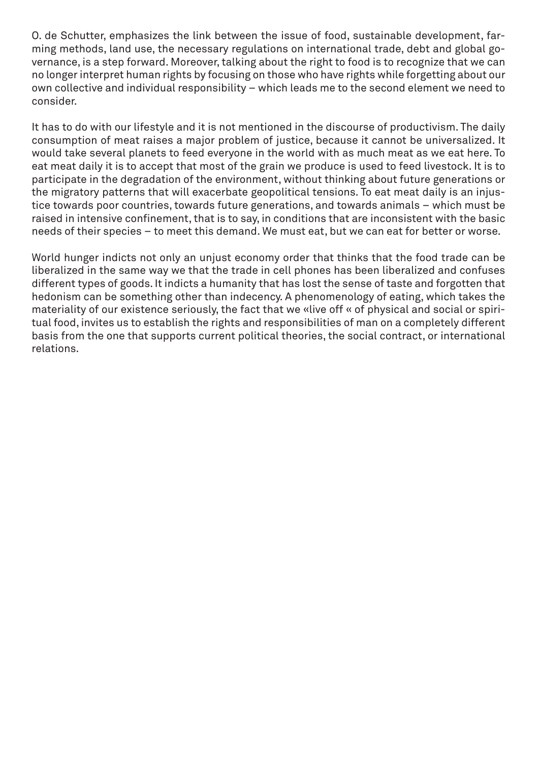O. de Schutter, emphasizes the link between the issue of food, sustainable development, farming methods, land use, the necessary regulations on international trade, debt and global governance, is a step forward. Moreover, talking about the right to food is to recognize that we can no longer interpret human rights by focusing on those who have rights while forgetting about our own collective and individual responsibility – which leads me to the second element we need to consider.

It has to do with our lifestyle and it is not mentioned in the discourse of productivism. The daily consumption of meat raises a major problem of justice, because it cannot be universalized. It would take several planets to feed everyone in the world with as much meat as we eat here. To eat meat daily it is to accept that most of the grain we produce is used to feed livestock. It is to participate in the degradation of the environment, without thinking about future generations or the migratory patterns that will exacerbate geopolitical tensions. To eat meat daily is an injustice towards poor countries, towards future generations, and towards animals – which must be raised in intensive confinement, that is to say, in conditions that are inconsistent with the basic needs of their species – to meet this demand. We must eat, but we can eat for better or worse.

World hunger indicts not only an unjust economy order that thinks that the food trade can be liberalized in the same way we that the trade in cell phones has been liberalized and confuses different types of goods. It indicts a humanity that has lost the sense of taste and forgotten that hedonism can be something other than indecency. A phenomenology of eating, which takes the materiality of our existence seriously, the fact that we «live off « of physical and social or spiritual food, invites us to establish the rights and responsibilities of man on a completely different basis from the one that supports current political theories, the social contract, or international relations.